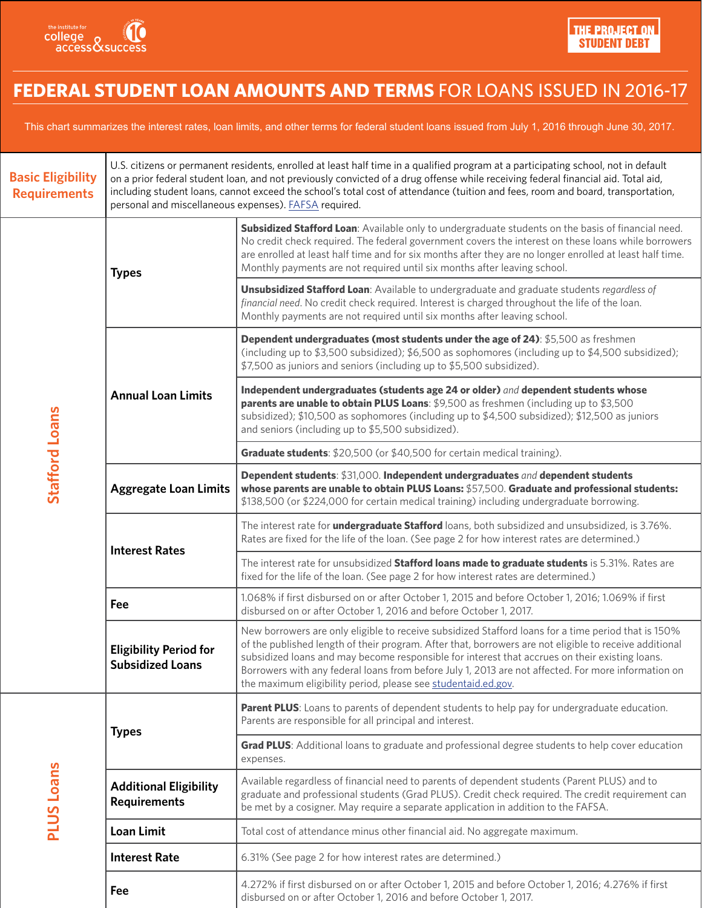the institute for college access & success

THE PROJECT ON STUDENT DEBT

# **FEDERAL STUDENT LOAN AMOUNTS AND TERMS** FOR LOANS ISSUED IN 2016-17

This chart summarizes the interest rates, loan limits, and other terms for federal student loans issued from July 1, 2016 through June 30, 2017.

| | | |
|---|---|---|
| **Basic Eligibility Requirements** | U.S. citizens or permanent residents, enrolled at least half time in a qualified program at a participating school, not in default on a prior federal student loan, and not previously convicted of a drug offense while receiving federal financial aid. Total aid, including student loans, cannot exceed the school's total cost of attendance (tuition and fees, room and board, transportation, personal and miscellaneous expenses). FAFSA required. | |
| **Stafford Loans** | **Types** | **Subsidized Stafford Loan**: Available only to undergraduate students on the basis of financial need. No credit check required. The federal government covers the interest on these loans while borrowers are enrolled at least half time and for six months after they are no longer enrolled at least half time. Monthly payments are not required until six months after leaving school. |
| | | **Unsubsidized Stafford Loan**: Available to undergraduate and graduate students *regardless of financial need*. No credit check required. Interest is charged throughout the life of the loan. Monthly payments are not required until six months after leaving school. |
| | **Annual Loan Limits** | **Dependent undergraduates (most students under the age of 24)**: $5,500 as freshmen (including up to $3,500 subsidized); $6,500 as sophomores (including up to $4,500 subsidized); $7,500 as juniors and seniors (including up to $5,500 subsidized). |
| | | **Independent undergraduates (students age 24 or older)** *and* **dependent students whose parents are unable to obtain PLUS Loans**: $9,500 as freshmen (including up to $3,500 subsidized); $10,500 as sophomores (including up to $4,500 subsidized); $12,500 as juniors and seniors (including up to $5,500 subsidized). |
| | | **Graduate students**: $20,500 (or $40,500 for certain medical training). |
| | **Aggregate Loan Limits** | **Dependent students**: $31,000. **Independent undergraduates** *and* **dependent students whose parents are unable to obtain PLUS Loans:** $57,500. **Graduate and professional students:** $138,500 (or $224,000 for certain medical training) including undergraduate borrowing. |
| | **Interest Rates** | The interest rate for **undergraduate Stafford** loans, both subsidized and unsubsidized, is 3.76%. Rates are fixed for the life of the loan. (See page 2 for how interest rates are determined.) |
| | | The interest rate for unsubsidized **Stafford loans made to graduate students** is 5.31%. Rates are fixed for the life of the loan. (See page 2 for how interest rates are determined.) |
| | **Fee** | 1.068% if first disbursed on or after October 1, 2015 and before October 1, 2016; 1.069% if first disbursed on or after October 1, 2016 and before October 1, 2017. |
| | **Eligibility Period for Subsidized Loans** | New borrowers are only eligible to receive subsidized Stafford loans for a time period that is 150% of the published length of their program. After that, borrowers are not eligible to receive additional subsidized loans and may become responsible for interest that accrues on their existing loans. Borrowers with any federal loans from before July 1, 2013 are not affected. For more information on the maximum eligibility period, please see studentaid.ed.gov. |
| **PLUS Loans** | **Types** | **Parent PLUS**: Loans to parents of dependent students to help pay for undergraduate education. Parents are responsible for all principal and interest. |
| | | **Grad PLUS**: Additional loans to graduate and professional degree students to help cover education expenses. |
| | **Additional Eligibility Requirements** | Available regardless of financial need to parents of dependent students (Parent PLUS) and to graduate and professional students (Grad PLUS). Credit check required. The credit requirement can be met by a cosigner. May require a separate application in addition to the FAFSA. |
| | **Loan Limit** | Total cost of attendance minus other financial aid. No aggregate maximum. |
| | **Interest Rate** | 6.31% (See page 2 for how interest rates are determined.) |
| | **Fee** | 4.272% if first disbursed on or after October 1, 2015 and before October 1, 2016; 4.276% if first disbursed on or after October 1, 2016 and before October 1, 2017. |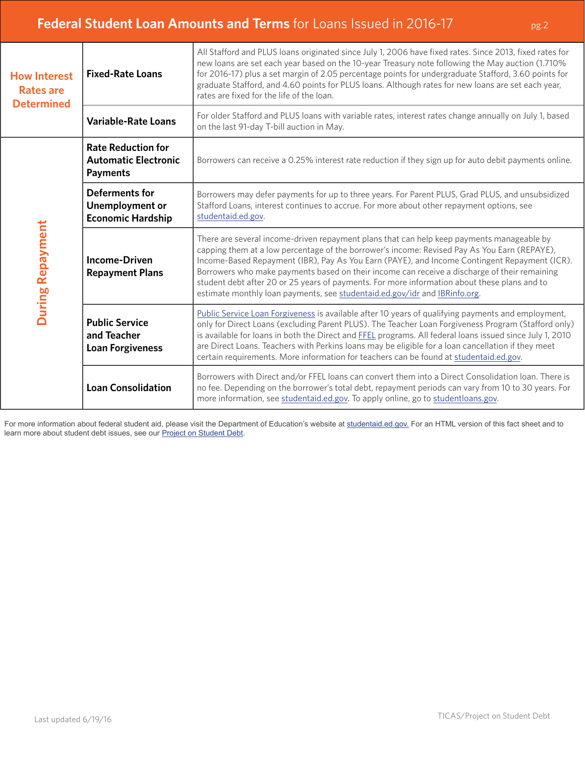# Federal Student Loan Amounts and Terms for Loans Issued in 2016-17

| | | |
|---|---|---|
| **How Interest Rates are Determined** | **Fixed-Rate Loans** | All Stafford and PLUS loans originated since July 1, 2006 have fixed rates. Since 2013, fixed rates for new loans are set each year based on the 10-year Treasury note following the May auction (1.710% for 2016-17) plus a set margin of 2.05 percentage points for undergraduate Stafford, 3.60 points for graduate Stafford, and 4.60 points for PLUS loans. Although rates for new loans are set each year, rates are fixed for the life of the loan. |
| | **Variable-Rate Loans** | For older Stafford and PLUS loans with variable rates, interest rates change annually on July 1, based on the last 91-day T-bill auction in May. |
| **During Repayment** | **Rate Reduction for Automatic Electronic Payments** | Borrowers can receive a 0.25% interest rate reduction if they sign up for auto debit payments online. |
| | **Deferments for Unemployment or Economic Hardship** | Borrowers may defer payments for up to three years. For Parent PLUS, Grad PLUS, and unsubsidized Stafford Loans, interest continues to accrue. For more about other repayment options, see studentaid.ed.gov. |
| | **Income-Driven Repayment Plans** | There are several income-driven repayment plans that can help keep payments manageable by capping them at a low percentage of the borrower's income: Revised Pay As You Earn (REPAYE), Income-Based Repayment (IBR), Pay As You Earn (PAYE), and Income Contingent Repayment (ICR). Borrowers who make payments based on their income can receive a discharge of their remaining student debt after 20 or 25 years of payments. For more information about these plans and to estimate monthly loan payments, see studentaid.ed.gov/idr and IBRinfo.org. |
| | **Public Service and Teacher Loan Forgiveness** | Public Service Loan Forgiveness is available after 10 years of qualifying payments and employment, only for Direct Loans (excluding Parent PLUS). The Teacher Loan Forgiveness Program (Stafford only) is available for loans in both the Direct and FFEL programs. All federal loans issued since July 1, 2010 are Direct Loans. Teachers with Perkins loans may be eligible for a loan cancellation if they meet certain requirements. More information for teachers can be found at studentaid.ed.gov. |
| | **Loan Consolidation** | Borrowers with Direct and/or FFEL loans can convert them into a Direct Consolidation loan. There is no fee. Depending on the borrower's total debt, repayment periods can vary from 10 to 30 years. For more information, see studentaid.ed.gov. To apply online, go to studentloans.gov. |

For more information about federal student aid, please visit the Department of Education's website at studentaid.ed.gov. For an HTML version of this fact sheet and to learn more about student debt issues, see our Project on Student Debt.

Last updated 6/19/16

TICAS/Project on Student Debt